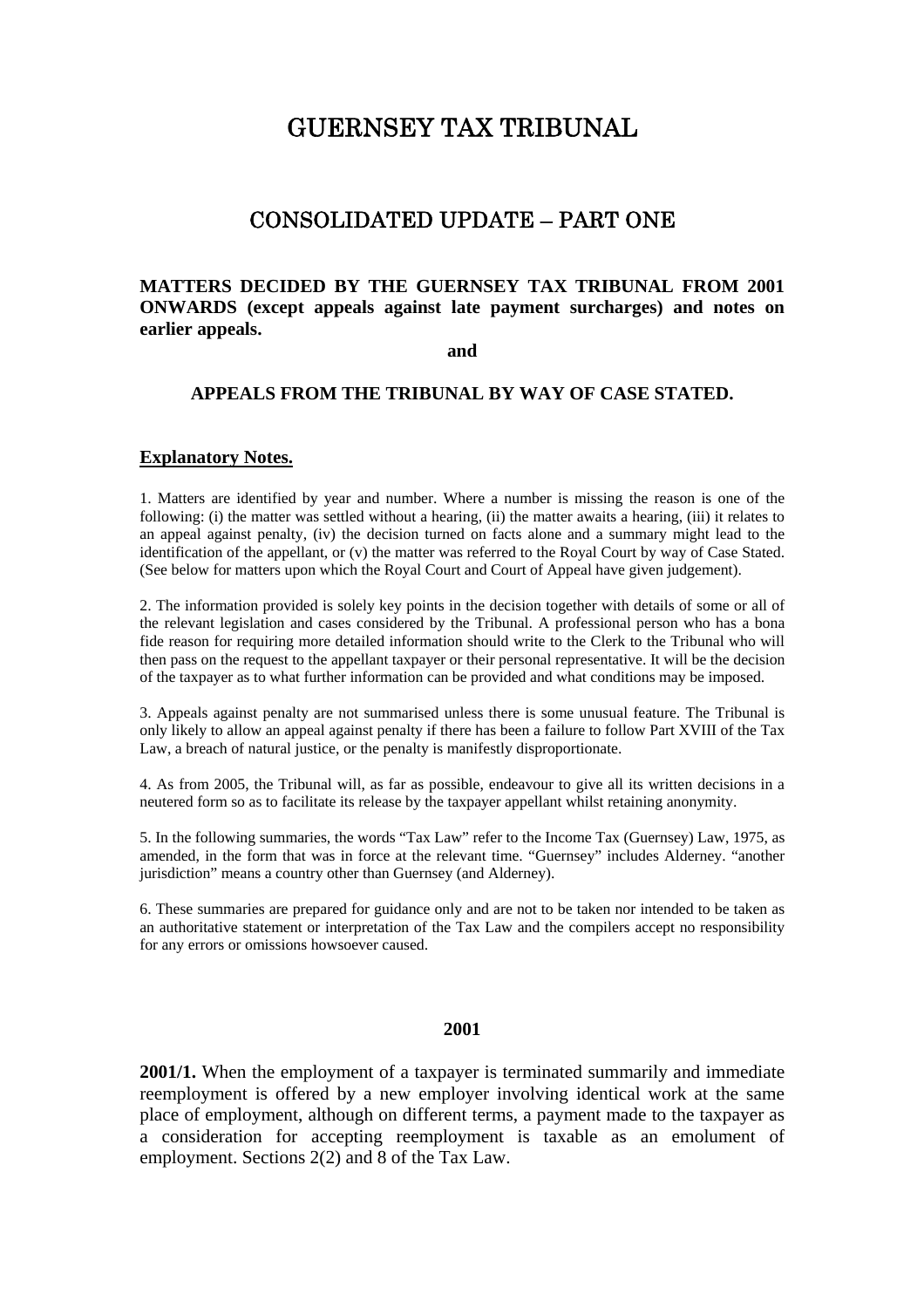# GUERNSEY TAX TRIBUNAL

## CONSOLIDATED UPDATE – PART ONE

**MATTERS DECIDED BY THE GUERNSEY TAX TRIBUNAL FROM 2001 ONWARDS (except appeals against late payment surcharges) and notes on earlier appeals.**

**and**

**APPEALS FROM THE TRIBUNAL BY WAY OF CASE STATED.**

**Explanatory Notes.**

1. Matters are identified by year and number. Where a number is missing the reason is one of the following: (i) the matter was settled without a hearing, (ii) the matter awaits a hearing, (iii) it relates to an appeal against penalty, (iv) the decision turned on facts alone and a summary might lead to the identification of the appellant, or (v) the matter was referred to the Royal Court by way of Case Stated. (See below for matters upon which the Royal Court and Court of Appeal have given judgement).

2. The information provided is solely key points in the decision together with details of some or all of the relevant legislation and cases considered by the Tribunal. A professional person who has a bona fide reason for requiring more detailed information should write to the Clerk to the Tribunal who will then pass on the request to the appellant taxpayer or their personal representative. It will be the decision of the taxpayer as to what further information can be provided and what conditions may be imposed.

3. Appeals against penalty are not summarised unless there is some unusual feature. The Tribunal is only likely to allow an appeal against penalty if there has been a failure to follow Part XVIII of the Tax Law, a breach of natural justice, or the penalty is manifestly disproportionate.

4. As from 2005, the Tribunal will, as far as possible, endeavour to give all its written decisions in a neutered form so as to facilitate its release by the taxpayer appellant whilst retaining anonymity.

5. In the following summaries, the words "Tax Law" refer to the Income Tax (Guernsey) Law, 1975, as amended, in the form that was in force at the relevant time. "Guernsey" includes Alderney. "another jurisdiction" means a country other than Guernsey (and Alderney).

6. These summaries are prepared for guidance only and are not to be taken nor intended to be taken as an authoritative statement or interpretation of the Tax Law and the compilers accept no responsibility for any errors or omissions howsoever caused.

### 2001

**2001/1.** When the employment of a taxpayer is terminated summarily and immediate reemployment is offered by a new employer involving identical work at the same place of employment, although on different terms, a payment made to the taxpayer as a consideration for accepting reemployment is taxable as an emolument of employment. Sections 2(2) and 8 of the Tax Law.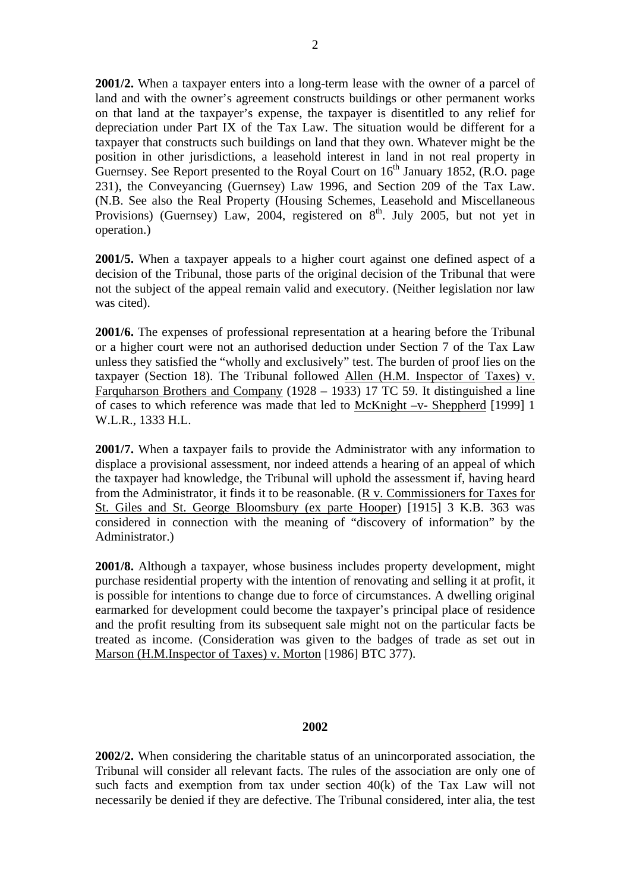**2001/2.** When a taxpayer enters into a long-term lease with the owner of a parcel of land and with the owner's agreement constructs buildings or other permanent works on that land at the taxpayer's expense, the taxpayer is disentitled to any relief for depreciation under Part IX of the Tax Law. The situation would be different for a taxpayer that constructs such buildings on land that they own. Whatever might be the position in other jurisdictions, a leasehold interest in land in not real property in Guernsey. See Report presented to the Royal Court on 16th January 1852, (R.O. page 231), the Conveyancing (Guernsey) Law 1996, and Section 209 of the Tax Law. (N.B. See also the Real Property (Housing Schemes, Leasehold and Miscellaneous Provisions) (Guernsey) Law, 2004, registered on 8th. July 2005, but not yet in operation.)

**2001/5.** When a taxpayer appeals to a higher court against one defined aspect of a decision of the Tribunal, those parts of the original decision of the Tribunal that were not the subject of the appeal remain valid and executory. (Neither legislation nor law was cited).

**2001/6.** The expenses of professional representation at a hearing before the Tribunal or a higher court were not an authorised deduction under Section 7 of the Tax Law unless they satisfied the "wholly and exclusively" test. The burden of proof lies on the taxpayer (Section 18). The Tribunal followed Allen (H.M. Inspector of Taxes) v. Farquharson Brothers and Company (1928 – 1933) 17 TC 59. It distinguished a line of cases to which reference was made that led to McKnight –v- Sheppherd [1999] 1 W.L.R., 1333 H.L.

**2001/7.** When a taxpayer fails to provide the Administrator with any information to displace a provisional assessment, nor indeed attends a hearing of an appeal of which the taxpayer had knowledge, the Tribunal will uphold the assessment if, having heard from the Administrator, it finds it to be reasonable. (R v. Commissioners for Taxes for St. Giles and St. George Bloomsbury (ex parte Hooper) [1915] 3 K.B. 363 was considered in connection with the meaning of "discovery of information" by the Administrator.)

**2001/8.** Although a taxpayer, whose business includes property development, might purchase residential property with the intention of renovating and selling it at profit, it is possible for intentions to change due to force of circumstances. A dwelling original earmarked for development could become the taxpayer's principal place of residence and the profit resulting from its subsequent sale might not on the particular facts be treated as income. (Consideration was given to the badges of trade as set out in Marson (H.M.Inspector of Taxes) v. Morton [1986] BTC 377).

## 2002

**2002/2.** When considering the charitable status of an unincorporated association, the Tribunal will consider all relevant facts. The rules of the association are only one of such facts and exemption from tax under section 40(k) of the Tax Law will not necessarily be denied if they are defective. The Tribunal considered, inter alia, the test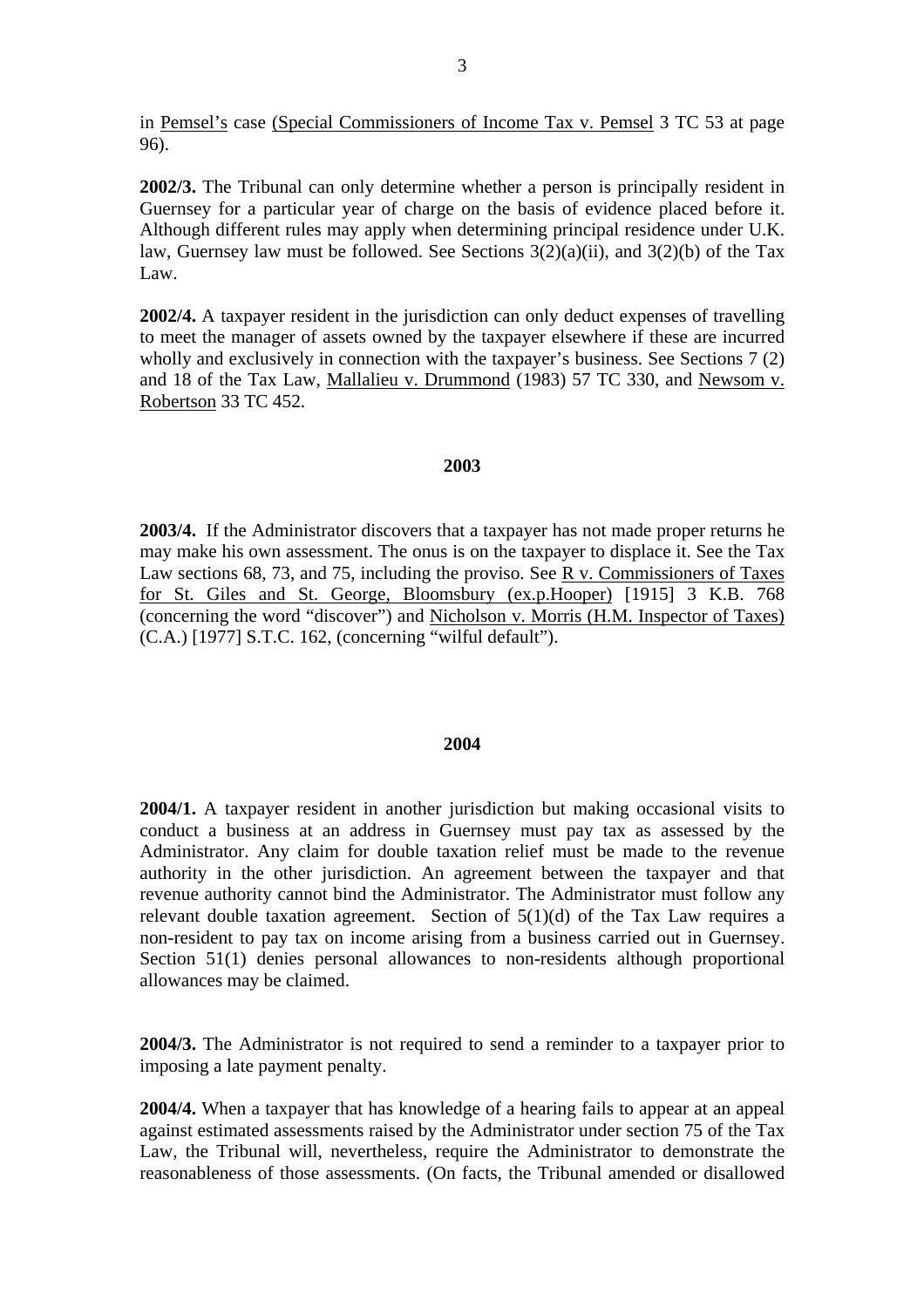in Pemsel's case (Special Commissioners of Income Tax v. Pemsel 3 TC 53 at page 96).

**2002/3.** The Tribunal can only determine whether a person is principally resident in Guernsey for a particular year of charge on the basis of evidence placed before it. Although different rules may apply when determining principal residence under U.K. law, Guernsey law must be followed. See Sections 3(2)(a)(ii), and 3(2)(b) of the Tax Law.

**2002/4.** A taxpayer resident in the jurisdiction can only deduct expenses of travelling to meet the manager of assets owned by the taxpayer elsewhere if these are incurred wholly and exclusively in connection with the taxpayer's business. See Sections 7 (2) and 18 of the Tax Law, Mallalieu v. Drummond (1983) 57 TC 330, and Newsom v. Robertson 33 TC 452.

## 2003

**2003/4.** If the Administrator discovers that a taxpayer has not made proper returns he may make his own assessment. The onus is on the taxpayer to displace it. See the Tax Law sections 68, 73, and 75, including the proviso. See R v. Commissioners of Taxes for St. Giles and St. George, Bloomsbury (ex.p.Hooper) [1915] 3 K.B. 768 (concerning the word "discover") and Nicholson v. Morris (H.M. Inspector of Taxes) (C.A.) [1977] S.T.C. 162, (concerning "wilful default").

## 2004

**2004/1.** A taxpayer resident in another jurisdiction but making occasional visits to conduct a business at an address in Guernsey must pay tax as assessed by the Administrator. Any claim for double taxation relief must be made to the revenue authority in the other jurisdiction. An agreement between the taxpayer and that revenue authority cannot bind the Administrator. The Administrator must follow any relevant double taxation agreement. Section of 5(1)(d) of the Tax Law requires a non-resident to pay tax on income arising from a business carried out in Guernsey. Section 51(1) denies personal allowances to non-residents although proportional allowances may be claimed.

**2004/3.** The Administrator is not required to send a reminder to a taxpayer prior to imposing a late payment penalty.

**2004/4.** When a taxpayer that has knowledge of a hearing fails to appear at an appeal against estimated assessments raised by the Administrator under section 75 of the Tax Law, the Tribunal will, nevertheless, require the Administrator to demonstrate the reasonableness of those assessments. (On facts, the Tribunal amended or disallowed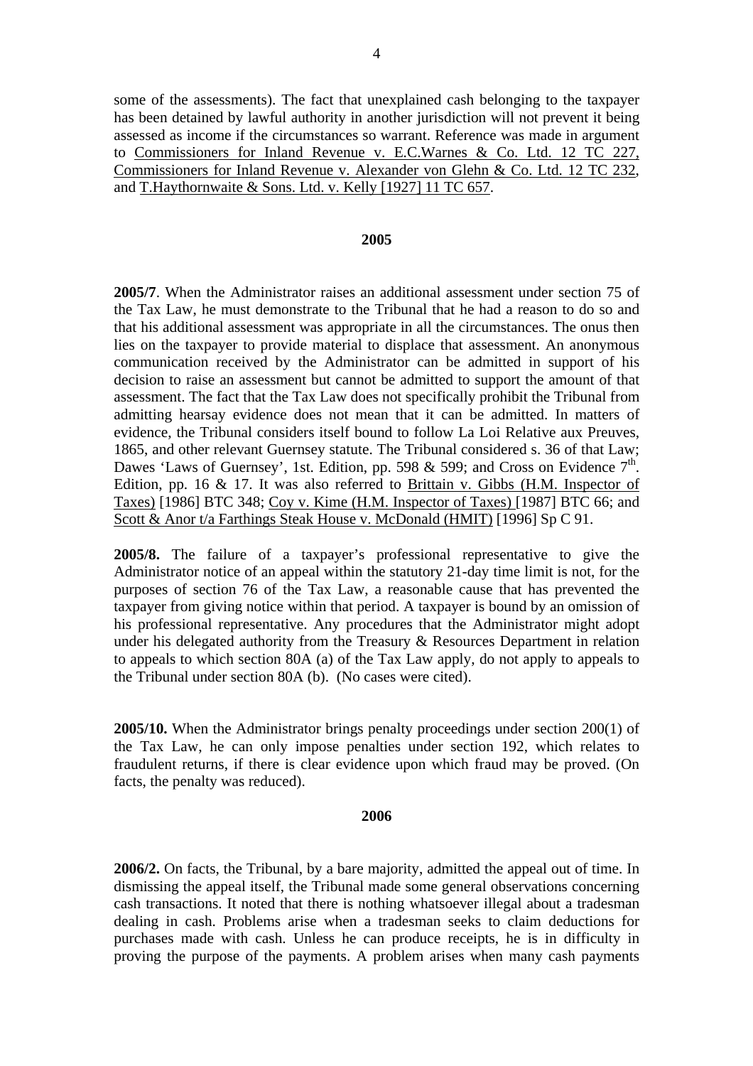some of the assessments). The fact that unexplained cash belonging to the taxpayer has been detained by lawful authority in another jurisdiction will not prevent it being assessed as income if the circumstances so warrant. Reference was made in argument to Commissioners for Inland Revenue v. E.C.Warnes & Co. Ltd. 12 TC 227, Commissioners for Inland Revenue v. Alexander von Glehn & Co. Ltd. 12 TC 232, and T.Haythornwaite & Sons. Ltd. v. Kelly [1927] 11 TC 657.

## 2005

**2005/7**. When the Administrator raises an additional assessment under section 75 of the Tax Law, he must demonstrate to the Tribunal that he had a reason to do so and that his additional assessment was appropriate in all the circumstances. The onus then lies on the taxpayer to provide material to displace that assessment. An anonymous communication received by the Administrator can be admitted in support of his decision to raise an assessment but cannot be admitted to support the amount of that assessment. The fact that the Tax Law does not specifically prohibit the Tribunal from admitting hearsay evidence does not mean that it can be admitted. In matters of evidence, the Tribunal considers itself bound to follow La Loi Relative aux Preuves, 1865, and other relevant Guernsey statute. The Tribunal considered s. 36 of that Law; Dawes 'Laws of Guernsey', 1st. Edition, pp. 598 & 599; and Cross on Evidence 7th. Edition, pp. 16 & 17. It was also referred to Brittain v. Gibbs (H.M. Inspector of Taxes) [1986] BTC 348; Coy v. Kime (H.M. Inspector of Taxes) [1987] BTC 66; and Scott & Anor t/a Farthings Steak House v. McDonald (HMIT) [1996] Sp C 91.

**2005/8.** The failure of a taxpayer's professional representative to give the Administrator notice of an appeal within the statutory 21-day time limit is not, for the purposes of section 76 of the Tax Law, a reasonable cause that has prevented the taxpayer from giving notice within that period. A taxpayer is bound by an omission of his professional representative. Any procedures that the Administrator might adopt under his delegated authority from the Treasury & Resources Department in relation to appeals to which section 80A (a) of the Tax Law apply, do not apply to appeals to the Tribunal under section 80A (b). (No cases were cited).

**2005/10.** When the Administrator brings penalty proceedings under section 200(1) of the Tax Law, he can only impose penalties under section 192, which relates to fraudulent returns, if there is clear evidence upon which fraud may be proved. (On facts, the penalty was reduced).

## 2006

**2006/2.** On facts, the Tribunal, by a bare majority, admitted the appeal out of time. In dismissing the appeal itself, the Tribunal made some general observations concerning cash transactions. It noted that there is nothing whatsoever illegal about a tradesman dealing in cash. Problems arise when a tradesman seeks to claim deductions for purchases made with cash. Unless he can produce receipts, he is in difficulty in proving the purpose of the payments. A problem arises when many cash payments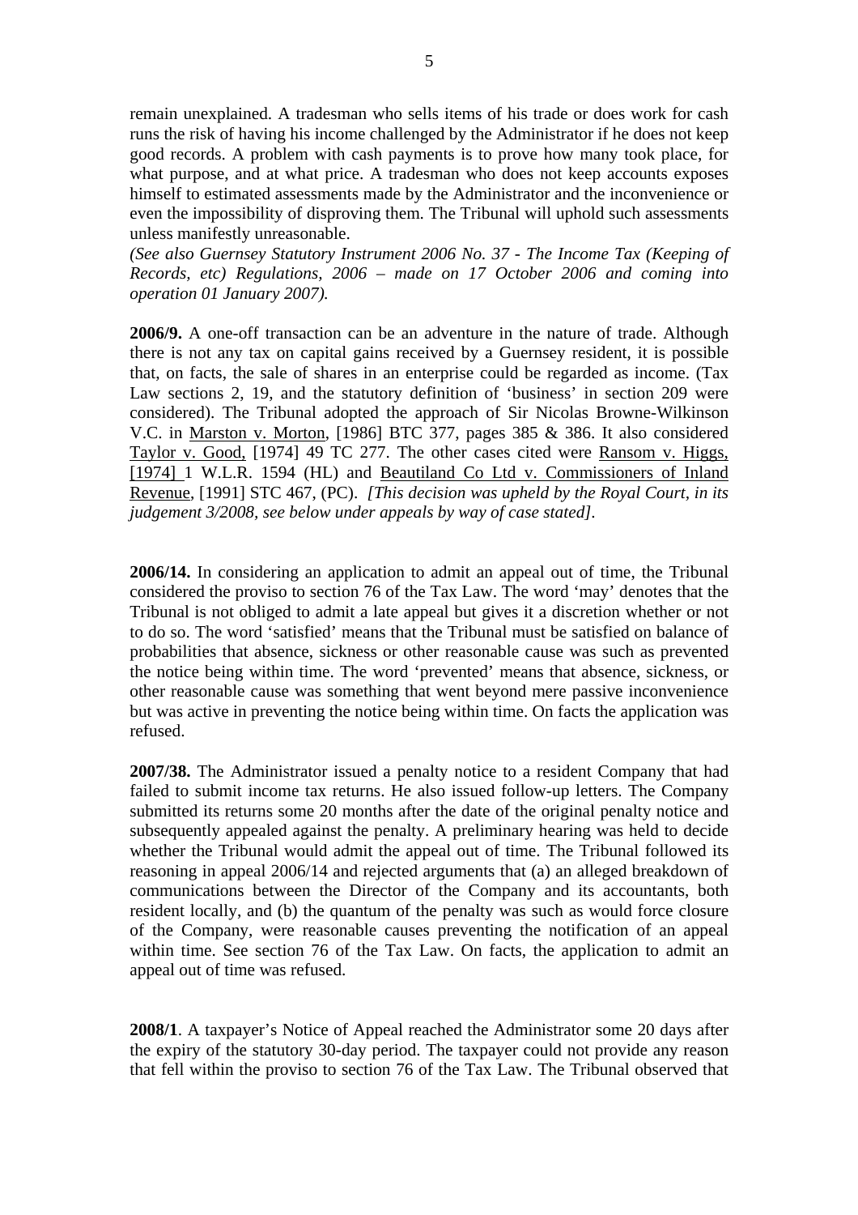remain unexplained. A tradesman who sells items of his trade or does work for cash runs the risk of having his income challenged by the Administrator if he does not keep good records. A problem with cash payments is to prove how many took place, for what purpose, and at what price. A tradesman who does not keep accounts exposes himself to estimated assessments made by the Administrator and the inconvenience or even the impossibility of disproving them. The Tribunal will uphold such assessments unless manifestly unreasonable.

*(See also Guernsey Statutory Instrument 2006 No. 37 - The Income Tax (Keeping of Records, etc) Regulations, 2006 – made on 17 October 2006 and coming into operation 01 January 2007).*

**2006/9.** A one-off transaction can be an adventure in the nature of trade. Although there is not any tax on capital gains received by a Guernsey resident, it is possible that, on facts, the sale of shares in an enterprise could be regarded as income. (Tax Law sections 2, 19, and the statutory definition of 'business' in section 209 were considered). The Tribunal adopted the approach of Sir Nicolas Browne-Wilkinson V.C. in Marston v. Morton, [1986] BTC 377, pages 385 & 386. It also considered Taylor v. Good, [1974] 49 TC 277. The other cases cited were Ransom v. Higgs, [1974] 1 W.L.R. 1594 (HL) and Beautiland Co Ltd v. Commissioners of Inland Revenue, [1991] STC 467, (PC). *[This decision was upheld by the Royal Court, in its judgement 3/2008, see below under appeals by way of case stated].*

**2006/14.** In considering an application to admit an appeal out of time, the Tribunal considered the proviso to section 76 of the Tax Law. The word 'may' denotes that the Tribunal is not obliged to admit a late appeal but gives it a discretion whether or not to do so. The word 'satisfied' means that the Tribunal must be satisfied on balance of probabilities that absence, sickness or other reasonable cause was such as prevented the notice being within time. The word 'prevented' means that absence, sickness, or other reasonable cause was something that went beyond mere passive inconvenience but was active in preventing the notice being within time. On facts the application was refused.

**2007/38.** The Administrator issued a penalty notice to a resident Company that had failed to submit income tax returns. He also issued follow-up letters. The Company submitted its returns some 20 months after the date of the original penalty notice and subsequently appealed against the penalty. A preliminary hearing was held to decide whether the Tribunal would admit the appeal out of time. The Tribunal followed its reasoning in appeal 2006/14 and rejected arguments that (a) an alleged breakdown of communications between the Director of the Company and its accountants, both resident locally, and (b) the quantum of the penalty was such as would force closure of the Company, were reasonable causes preventing the notification of an appeal within time. See section 76 of the Tax Law. On facts, the application to admit an appeal out of time was refused.

**2008/1**. A taxpayer's Notice of Appeal reached the Administrator some 20 days after the expiry of the statutory 30-day period. The taxpayer could not provide any reason that fell within the proviso to section 76 of the Tax Law. The Tribunal observed that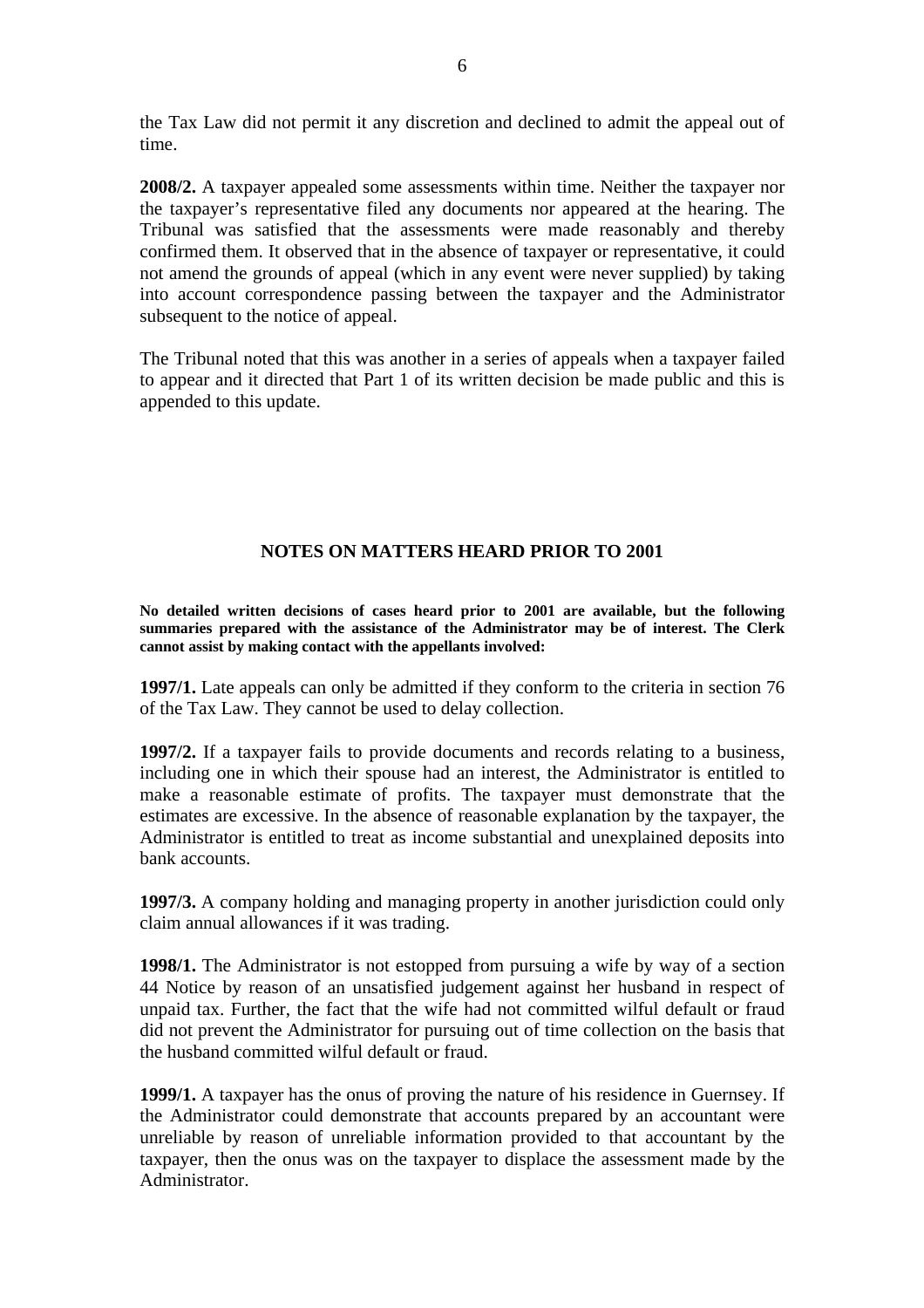the Tax Law did not permit it any discretion and declined to admit the appeal out of time.

**2008/2.** A taxpayer appealed some assessments within time. Neither the taxpayer nor the taxpayer's representative filed any documents nor appeared at the hearing. The Tribunal was satisfied that the assessments were made reasonably and thereby confirmed them. It observed that in the absence of taxpayer or representative, it could not amend the grounds of appeal (which in any event were never supplied) by taking into account correspondence passing between the taxpayer and the Administrator subsequent to the notice of appeal.

The Tribunal noted that this was another in a series of appeals when a taxpayer failed to appear and it directed that Part 1 of its written decision be made public and this is appended to this update.

## NOTES ON MATTERS HEARD PRIOR TO 2001

**No detailed written decisions of cases heard prior to 2001 are available, but the following summaries prepared with the assistance of the Administrator may be of interest. The Clerk cannot assist by making contact with the appellants involved:**

**1997/1.** Late appeals can only be admitted if they conform to the criteria in section 76 of the Tax Law. They cannot be used to delay collection.

**1997/2.** If a taxpayer fails to provide documents and records relating to a business, including one in which their spouse had an interest, the Administrator is entitled to make a reasonable estimate of profits. The taxpayer must demonstrate that the estimates are excessive. In the absence of reasonable explanation by the taxpayer, the Administrator is entitled to treat as income substantial and unexplained deposits into bank accounts.

**1997/3.** A company holding and managing property in another jurisdiction could only claim annual allowances if it was trading.

**1998/1.** The Administrator is not estopped from pursuing a wife by way of a section 44 Notice by reason of an unsatisfied judgement against her husband in respect of unpaid tax. Further, the fact that the wife had not committed wilful default or fraud did not prevent the Administrator for pursuing out of time collection on the basis that the husband committed wilful default or fraud.

**1999/1.** A taxpayer has the onus of proving the nature of his residence in Guernsey. If the Administrator could demonstrate that accounts prepared by an accountant were unreliable by reason of unreliable information provided to that accountant by the taxpayer, then the onus was on the taxpayer to displace the assessment made by the Administrator.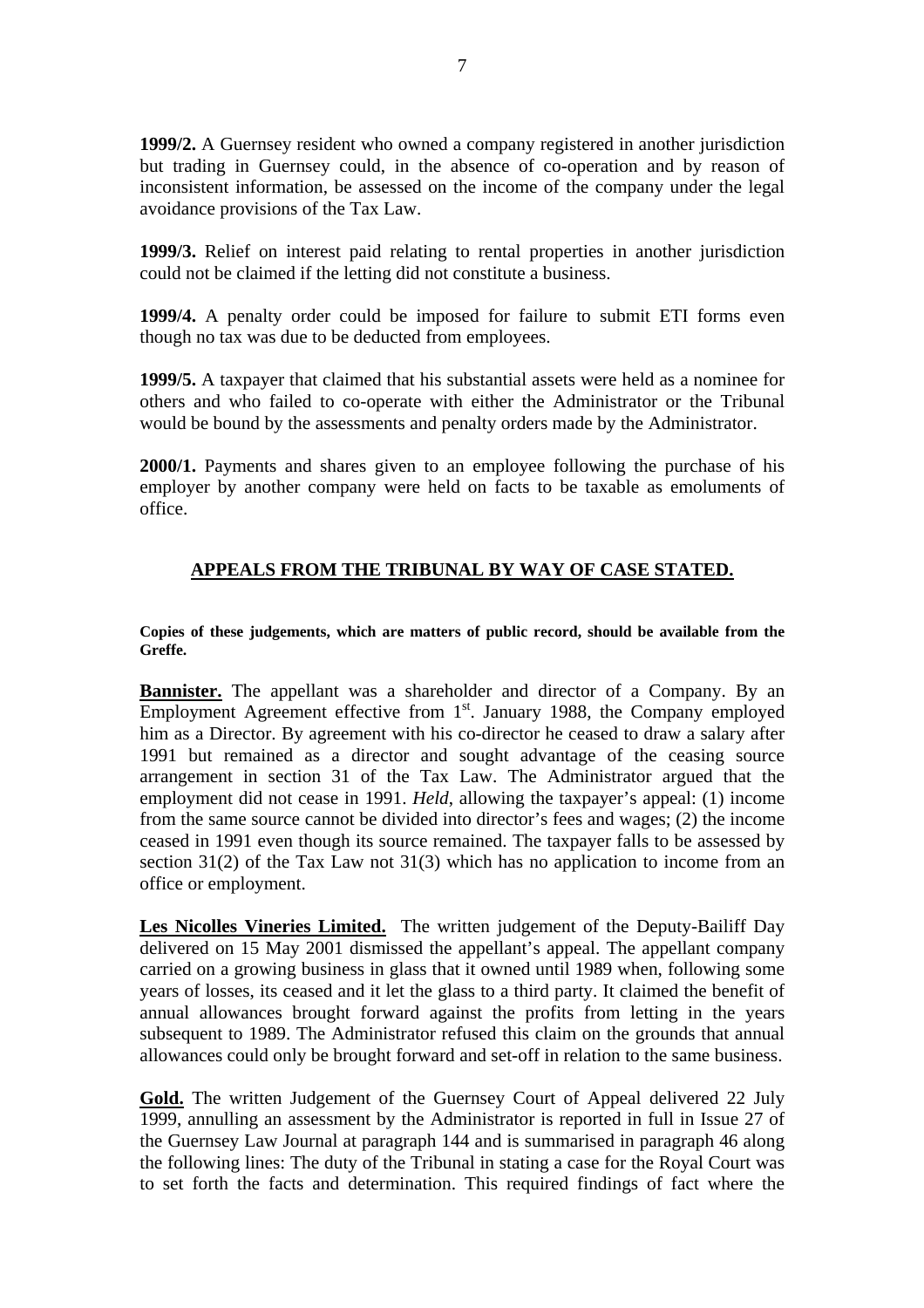**1999/2.** A Guernsey resident who owned a company registered in another jurisdiction but trading in Guernsey could, in the absence of co-operation and by reason of inconsistent information, be assessed on the income of the company under the legal avoidance provisions of the Tax Law.

**1999/3.** Relief on interest paid relating to rental properties in another jurisdiction could not be claimed if the letting did not constitute a business.

**1999/4.** A penalty order could be imposed for failure to submit ETI forms even though no tax was due to be deducted from employees.

**1999/5.** A taxpayer that claimed that his substantial assets were held as a nominee for others and who failed to co-operate with either the Administrator or the Tribunal would be bound by the assessments and penalty orders made by the Administrator.

**2000/1.** Payments and shares given to an employee following the purchase of his employer by another company were held on facts to be taxable as emoluments of office.

## APPEALS FROM THE TRIBUNAL BY WAY OF CASE STATED.

**Copies of these judgements, which are matters of public record, should be available from the Greffe.**

**Bannister.** The appellant was a shareholder and director of a Company. By an Employment Agreement effective from 1st. January 1988, the Company employed him as a Director. By agreement with his co-director he ceased to draw a salary after 1991 but remained as a director and sought advantage of the ceasing source arrangement in section 31 of the Tax Law. The Administrator argued that the employment did not cease in 1991. *Held*, allowing the taxpayer's appeal: (1) income from the same source cannot be divided into director's fees and wages; (2) the income ceased in 1991 even though its source remained. The taxpayer falls to be assessed by section 31(2) of the Tax Law not 31(3) which has no application to income from an office or employment.

**Les Nicolles Vineries Limited.** The written judgement of the Deputy-Bailiff Day delivered on 15 May 2001 dismissed the appellant's appeal. The appellant company carried on a growing business in glass that it owned until 1989 when, following some years of losses, its ceased and it let the glass to a third party. It claimed the benefit of annual allowances brought forward against the profits from letting in the years subsequent to 1989. The Administrator refused this claim on the grounds that annual allowances could only be brought forward and set-off in relation to the same business.

**Gold.** The written Judgement of the Guernsey Court of Appeal delivered 22 July 1999, annulling an assessment by the Administrator is reported in full in Issue 27 of the Guernsey Law Journal at paragraph 144 and is summarised in paragraph 46 along the following lines: The duty of the Tribunal in stating a case for the Royal Court was to set forth the facts and determination. This required findings of fact where the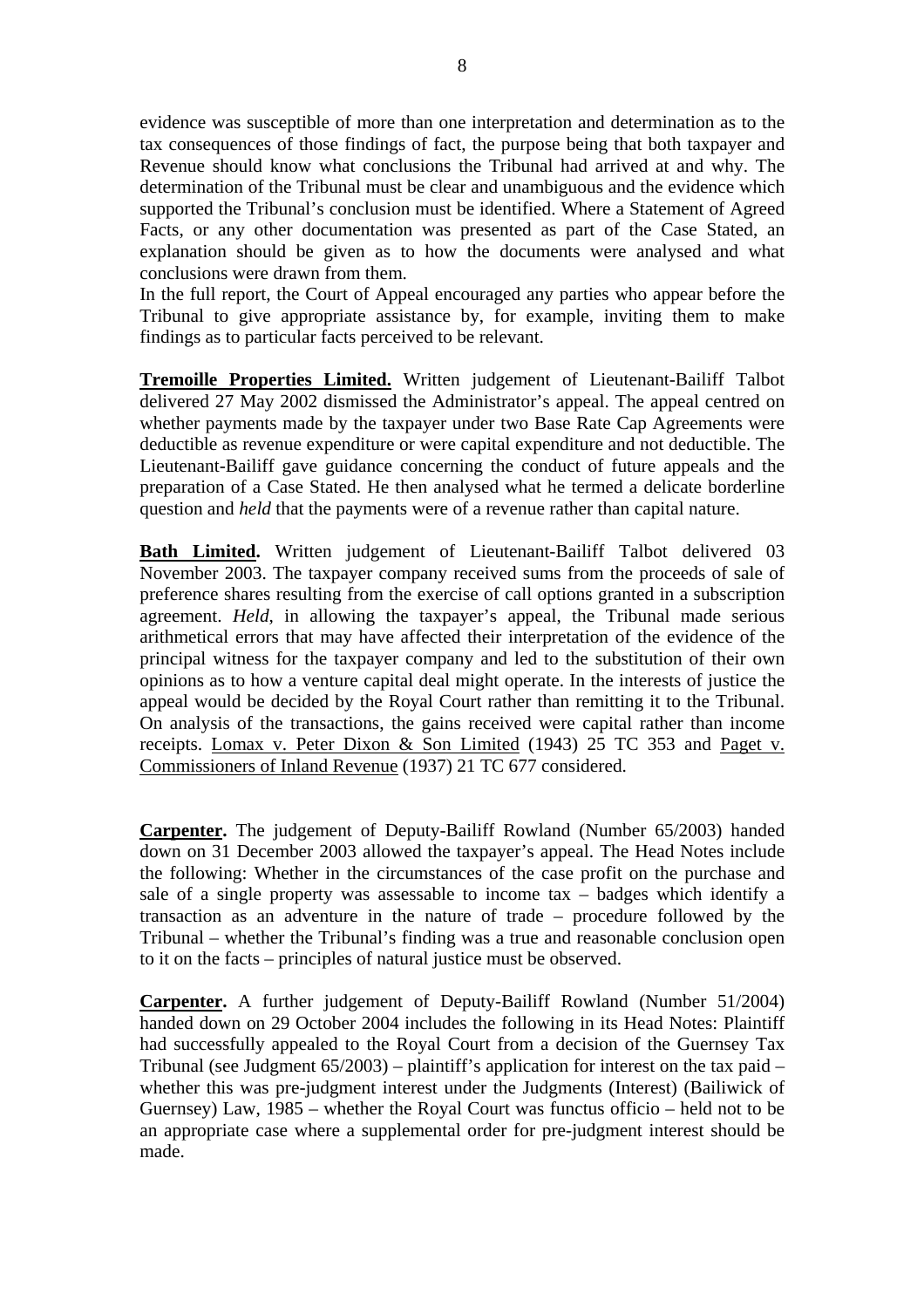evidence was susceptible of more than one interpretation and determination as to the tax consequences of those findings of fact, the purpose being that both taxpayer and Revenue should know what conclusions the Tribunal had arrived at and why. The determination of the Tribunal must be clear and unambiguous and the evidence which supported the Tribunal's conclusion must be identified. Where a Statement of Agreed Facts, or any other documentation was presented as part of the Case Stated, an explanation should be given as to how the documents were analysed and what conclusions were drawn from them.
In the full report, the Court of Appeal encouraged any parties who appear before the Tribunal to give appropriate assistance by, for example, inviting them to make findings as to particular facts perceived to be relevant.

**Tremoille Properties Limited.** Written judgement of Lieutenant-Bailiff Talbot delivered 27 May 2002 dismissed the Administrator's appeal. The appeal centred on whether payments made by the taxpayer under two Base Rate Cap Agreements were deductible as revenue expenditure or were capital expenditure and not deductible. The Lieutenant-Bailiff gave guidance concerning the conduct of future appeals and the preparation of a Case Stated. He then analysed what he termed a delicate borderline question and *held* that the payments were of a revenue rather than capital nature.

**Bath Limited.** Written judgement of Lieutenant-Bailiff Talbot delivered 03 November 2003. The taxpayer company received sums from the proceeds of sale of preference shares resulting from the exercise of call options granted in a subscription agreement. *Held*, in allowing the taxpayer's appeal, the Tribunal made serious arithmetical errors that may have affected their interpretation of the evidence of the principal witness for the taxpayer company and led to the substitution of their own opinions as to how a venture capital deal might operate. In the interests of justice the appeal would be decided by the Royal Court rather than remitting it to the Tribunal. On analysis of the transactions, the gains received were capital rather than income receipts. Lomax v. Peter Dixon & Son Limited (1943) 25 TC 353 and Paget v. Commissioners of Inland Revenue (1937) 21 TC 677 considered.

**Carpenter.** The judgement of Deputy-Bailiff Rowland (Number 65/2003) handed down on 31 December 2003 allowed the taxpayer's appeal. The Head Notes include the following: Whether in the circumstances of the case profit on the purchase and sale of a single property was assessable to income tax – badges which identify a transaction as an adventure in the nature of trade – procedure followed by the Tribunal – whether the Tribunal's finding was a true and reasonable conclusion open to it on the facts – principles of natural justice must be observed.

**Carpenter.** A further judgement of Deputy-Bailiff Rowland (Number 51/2004) handed down on 29 October 2004 includes the following in its Head Notes: Plaintiff had successfully appealed to the Royal Court from a decision of the Guernsey Tax Tribunal (see Judgment 65/2003) – plaintiff's application for interest on the tax paid – whether this was pre-judgment interest under the Judgments (Interest) (Bailiwick of Guernsey) Law, 1985 – whether the Royal Court was functus officio – held not to be an appropriate case where a supplemental order for pre-judgment interest should be made.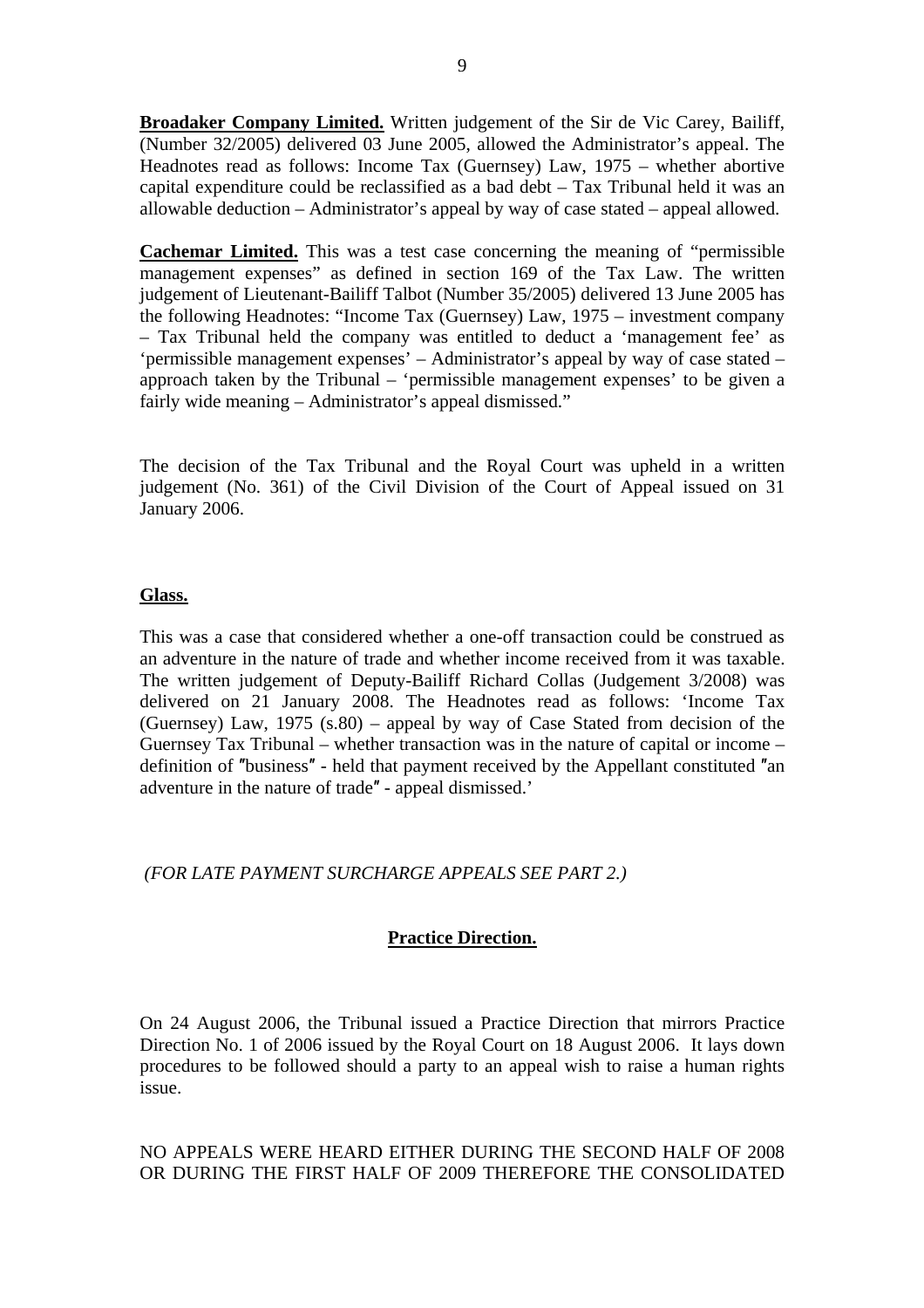**Broadaker Company Limited.** Written judgement of the Sir de Vic Carey, Bailiff, (Number 32/2005) delivered 03 June 2005, allowed the Administrator's appeal. The Headnotes read as follows: Income Tax (Guernsey) Law, 1975 – whether abortive capital expenditure could be reclassified as a bad debt – Tax Tribunal held it was an allowable deduction – Administrator's appeal by way of case stated – appeal allowed.

**Cachemar Limited.** This was a test case concerning the meaning of "permissible management expenses" as defined in section 169 of the Tax Law. The written judgement of Lieutenant-Bailiff Talbot (Number 35/2005) delivered 13 June 2005 has the following Headnotes: "Income Tax (Guernsey) Law, 1975 – investment company – Tax Tribunal held the company was entitled to deduct a 'management fee' as 'permissible management expenses' – Administrator's appeal by way of case stated – approach taken by the Tribunal – 'permissible management expenses' to be given a fairly wide meaning – Administrator's appeal dismissed."

The decision of the Tax Tribunal and the Royal Court was upheld in a written judgement (No. 361) of the Civil Division of the Court of Appeal issued on 31 January 2006.

**Glass.**

This was a case that considered whether a one-off transaction could be construed as an adventure in the nature of trade and whether income received from it was taxable. The written judgement of Deputy-Bailiff Richard Collas (Judgement 3/2008) was delivered on 21 January 2008. The Headnotes read as follows: 'Income Tax (Guernsey) Law, 1975 (s.80) – appeal by way of Case Stated from decision of the Guernsey Tax Tribunal – whether transaction was in the nature of capital or income – definition of ″business″ - held that payment received by the Appellant constituted ″an adventure in the nature of trade″ - appeal dismissed.'

*(FOR LATE PAYMENT SURCHARGE APPEALS SEE PART 2.)*

**Practice Direction.**

On 24 August 2006, the Tribunal issued a Practice Direction that mirrors Practice Direction No. 1 of 2006 issued by the Royal Court on 18 August 2006. It lays down procedures to be followed should a party to an appeal wish to raise a human rights issue.

NO APPEALS WERE HEARD EITHER DURING THE SECOND HALF OF 2008 OR DURING THE FIRST HALF OF 2009 THEREFORE THE CONSOLIDATED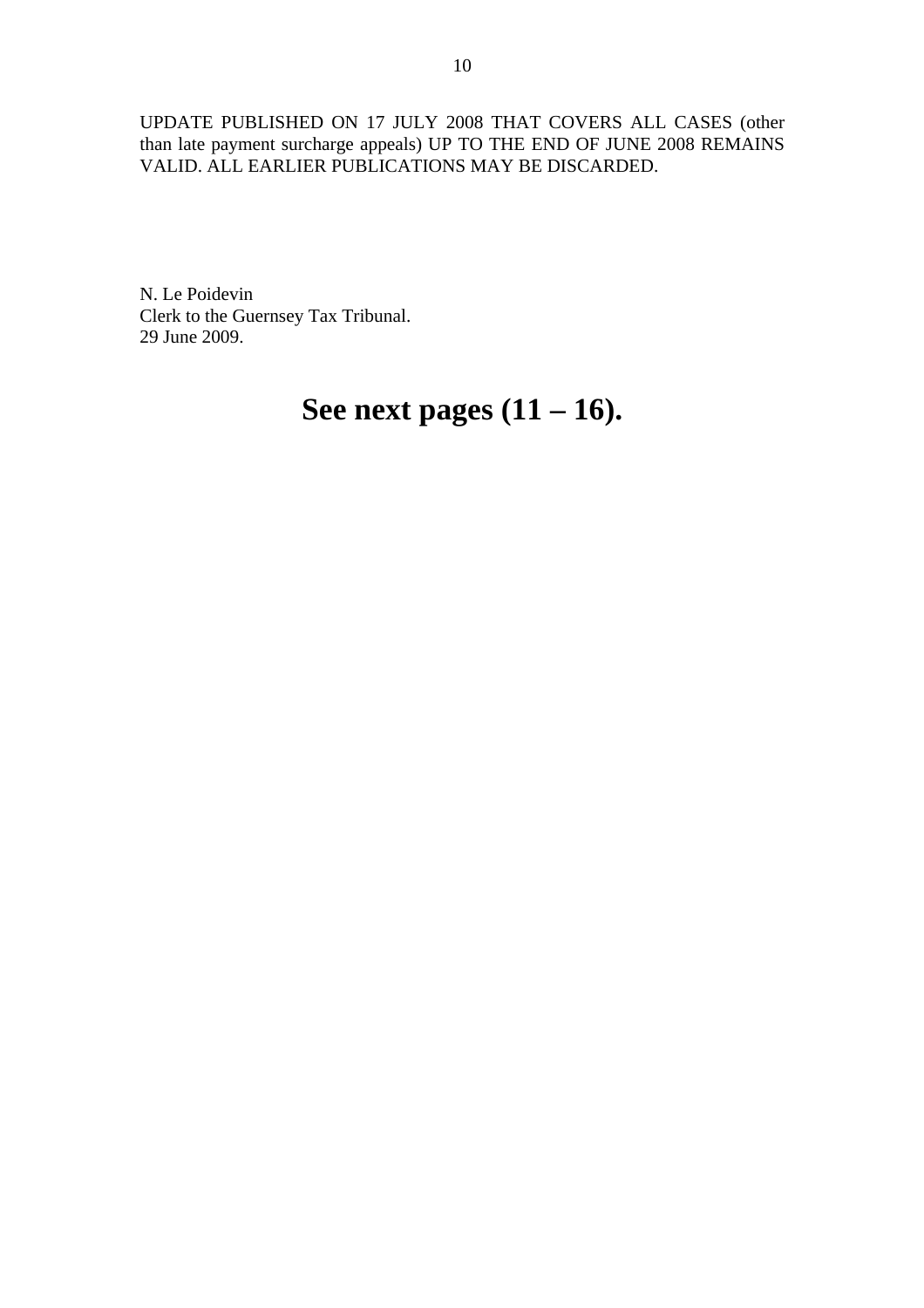UPDATE PUBLISHED ON 17 JULY 2008 THAT COVERS ALL CASES (other than late payment surcharge appeals) UP TO THE END OF JUNE 2008 REMAINS VALID. ALL EARLIER PUBLICATIONS MAY BE DISCARDED.

N. Le Poidevin
Clerk to the Guernsey Tax Tribunal.
29 June 2009.

# See next pages (11 – 16).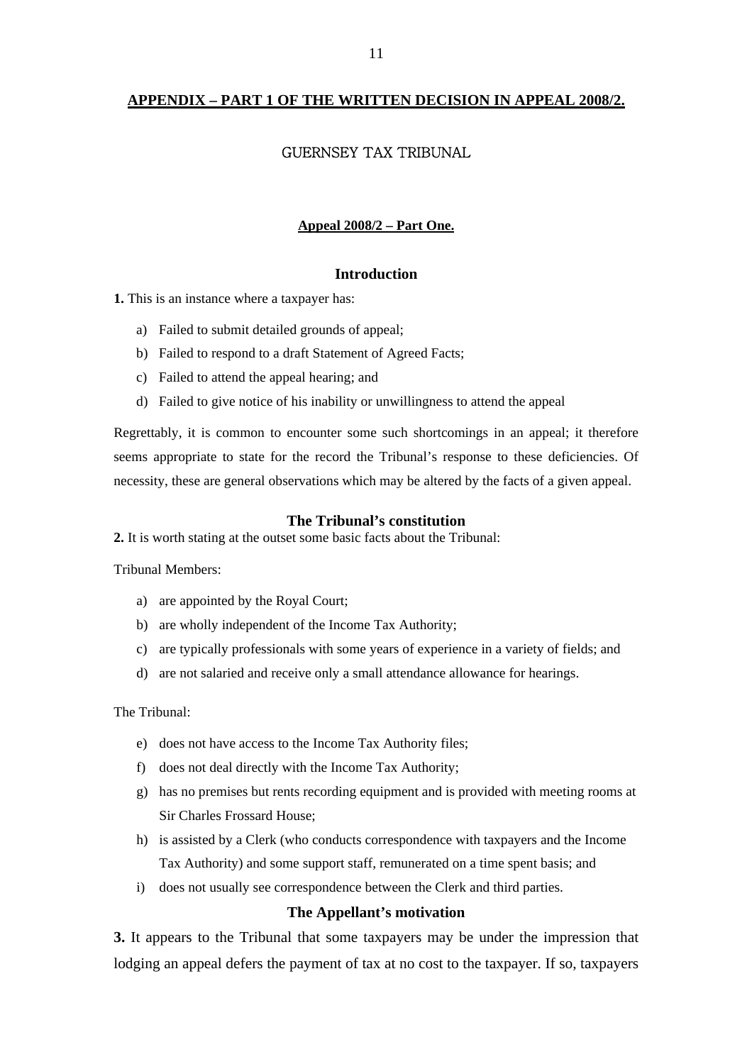## APPENDIX – PART 1 OF THE WRITTEN DECISION IN APPEAL 2008/2.

GUERNSEY TAX TRIBUNAL

**Appeal 2008/2 – Part One.**

### Introduction

**1.** This is an instance where a taxpayer has:

a) Failed to submit detailed grounds of appeal;

b) Failed to respond to a draft Statement of Agreed Facts;

c) Failed to attend the appeal hearing; and

d) Failed to give notice of his inability or unwillingness to attend the appeal

Regrettably, it is common to encounter some such shortcomings in an appeal; it therefore seems appropriate to state for the record the Tribunal's response to these deficiencies. Of necessity, these are general observations which may be altered by the facts of a given appeal.

### The Tribunal's constitution

**2.** It is worth stating at the outset some basic facts about the Tribunal:

Tribunal Members:

a) are appointed by the Royal Court;

b) are wholly independent of the Income Tax Authority;

c) are typically professionals with some years of experience in a variety of fields; and

d) are not salaried and receive only a small attendance allowance for hearings.

The Tribunal:

e) does not have access to the Income Tax Authority files;

f) does not deal directly with the Income Tax Authority;

g) has no premises but rents recording equipment and is provided with meeting rooms at Sir Charles Frossard House;

h) is assisted by a Clerk (who conducts correspondence with taxpayers and the Income Tax Authority) and some support staff, remunerated on a time spent basis; and

i) does not usually see correspondence between the Clerk and third parties.

### The Appellant's motivation

**3.** It appears to the Tribunal that some taxpayers may be under the impression that lodging an appeal defers the payment of tax at no cost to the taxpayer. If so, taxpayers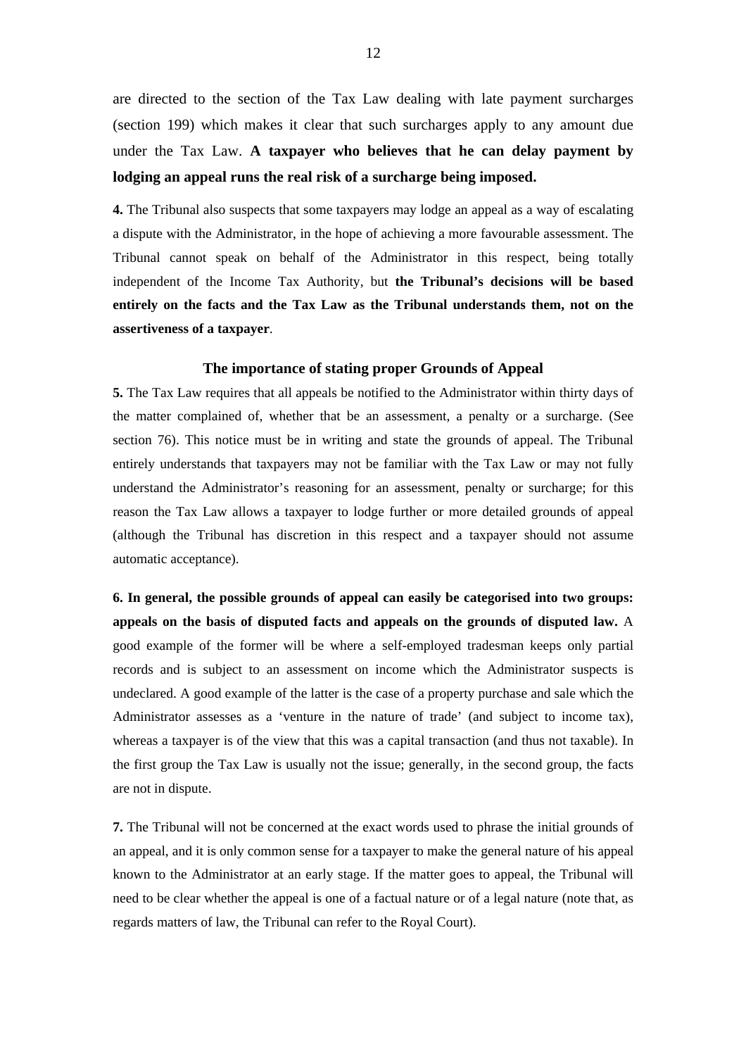are directed to the section of the Tax Law dealing with late payment surcharges (section 199) which makes it clear that such surcharges apply to any amount due under the Tax Law. **A taxpayer who believes that he can delay payment by lodging an appeal runs the real risk of a surcharge being imposed.**

**4.** The Tribunal also suspects that some taxpayers may lodge an appeal as a way of escalating a dispute with the Administrator, in the hope of achieving a more favourable assessment. The Tribunal cannot speak on behalf of the Administrator in this respect, being totally independent of the Income Tax Authority, but **the Tribunal's decisions will be based entirely on the facts and the Tax Law as the Tribunal understands them, not on the assertiveness of a taxpayer**.

### The importance of stating proper Grounds of Appeal

**5.** The Tax Law requires that all appeals be notified to the Administrator within thirty days of the matter complained of, whether that be an assessment, a penalty or a surcharge. (See section 76). This notice must be in writing and state the grounds of appeal. The Tribunal entirely understands that taxpayers may not be familiar with the Tax Law or may not fully understand the Administrator's reasoning for an assessment, penalty or surcharge; for this reason the Tax Law allows a taxpayer to lodge further or more detailed grounds of appeal (although the Tribunal has discretion in this respect and a taxpayer should not assume automatic acceptance).

**6. In general, the possible grounds of appeal can easily be categorised into two groups: appeals on the basis of disputed facts and appeals on the grounds of disputed law.** A good example of the former will be where a self-employed tradesman keeps only partial records and is subject to an assessment on income which the Administrator suspects is undeclared. A good example of the latter is the case of a property purchase and sale which the Administrator assesses as a 'venture in the nature of trade' (and subject to income tax), whereas a taxpayer is of the view that this was a capital transaction (and thus not taxable). In the first group the Tax Law is usually not the issue; generally, in the second group, the facts are not in dispute.

**7.** The Tribunal will not be concerned at the exact words used to phrase the initial grounds of an appeal, and it is only common sense for a taxpayer to make the general nature of his appeal known to the Administrator at an early stage. If the matter goes to appeal, the Tribunal will need to be clear whether the appeal is one of a factual nature or of a legal nature (note that, as regards matters of law, the Tribunal can refer to the Royal Court).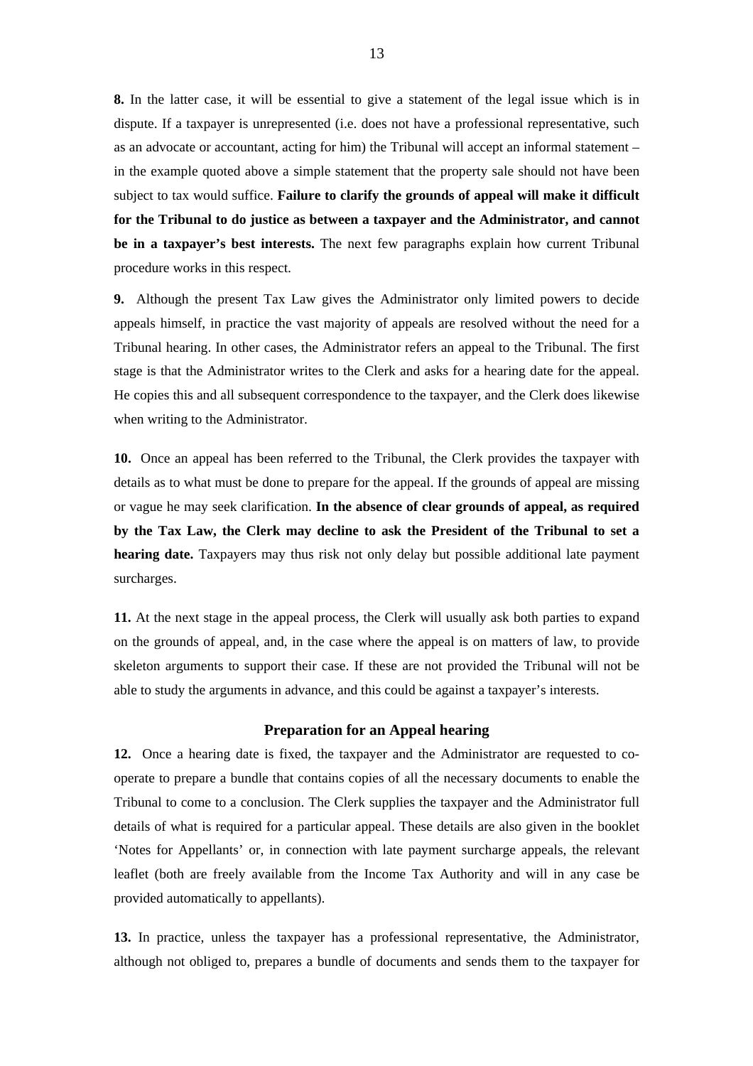**8.** In the latter case, it will be essential to give a statement of the legal issue which is in dispute. If a taxpayer is unrepresented (i.e. does not have a professional representative, such as an advocate or accountant, acting for him) the Tribunal will accept an informal statement – in the example quoted above a simple statement that the property sale should not have been subject to tax would suffice. **Failure to clarify the grounds of appeal will make it difficult for the Tribunal to do justice as between a taxpayer and the Administrator, and cannot be in a taxpayer's best interests.** The next few paragraphs explain how current Tribunal procedure works in this respect.

**9.** Although the present Tax Law gives the Administrator only limited powers to decide appeals himself, in practice the vast majority of appeals are resolved without the need for a Tribunal hearing. In other cases, the Administrator refers an appeal to the Tribunal. The first stage is that the Administrator writes to the Clerk and asks for a hearing date for the appeal. He copies this and all subsequent correspondence to the taxpayer, and the Clerk does likewise when writing to the Administrator.

**10.** Once an appeal has been referred to the Tribunal, the Clerk provides the taxpayer with details as to what must be done to prepare for the appeal. If the grounds of appeal are missing or vague he may seek clarification. **In the absence of clear grounds of appeal, as required by the Tax Law, the Clerk may decline to ask the President of the Tribunal to set a hearing date.** Taxpayers may thus risk not only delay but possible additional late payment surcharges.

**11.** At the next stage in the appeal process, the Clerk will usually ask both parties to expand on the grounds of appeal, and, in the case where the appeal is on matters of law, to provide skeleton arguments to support their case. If these are not provided the Tribunal will not be able to study the arguments in advance, and this could be against a taxpayer's interests.

### Preparation for an Appeal hearing

**12.** Once a hearing date is fixed, the taxpayer and the Administrator are requested to co-operate to prepare a bundle that contains copies of all the necessary documents to enable the Tribunal to come to a conclusion. The Clerk supplies the taxpayer and the Administrator full details of what is required for a particular appeal. These details are also given in the booklet 'Notes for Appellants' or, in connection with late payment surcharge appeals, the relevant leaflet (both are freely available from the Income Tax Authority and will in any case be provided automatically to appellants).

**13.** In practice, unless the taxpayer has a professional representative, the Administrator, although not obliged to, prepares a bundle of documents and sends them to the taxpayer for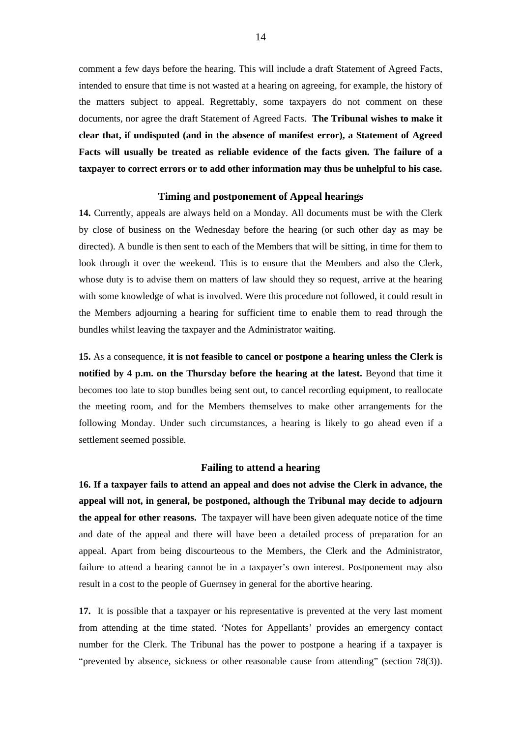comment a few days before the hearing. This will include a draft Statement of Agreed Facts, intended to ensure that time is not wasted at a hearing on agreeing, for example, the history of the matters subject to appeal. Regrettably, some taxpayers do not comment on these documents, nor agree the draft Statement of Agreed Facts. **The Tribunal wishes to make it clear that, if undisputed (and in the absence of manifest error), a Statement of Agreed Facts will usually be treated as reliable evidence of the facts given. The failure of a taxpayer to correct errors or to add other information may thus be unhelpful to his case.**

### Timing and postponement of Appeal hearings

**14.** Currently, appeals are always held on a Monday. All documents must be with the Clerk by close of business on the Wednesday before the hearing (or such other day as may be directed). A bundle is then sent to each of the Members that will be sitting, in time for them to look through it over the weekend. This is to ensure that the Members and also the Clerk, whose duty is to advise them on matters of law should they so request, arrive at the hearing with some knowledge of what is involved. Were this procedure not followed, it could result in the Members adjourning a hearing for sufficient time to enable them to read through the bundles whilst leaving the taxpayer and the Administrator waiting.

**15.** As a consequence, **it is not feasible to cancel or postpone a hearing unless the Clerk is notified by 4 p.m. on the Thursday before the hearing at the latest.** Beyond that time it becomes too late to stop bundles being sent out, to cancel recording equipment, to reallocate the meeting room, and for the Members themselves to make other arrangements for the following Monday. Under such circumstances, a hearing is likely to go ahead even if a settlement seemed possible.

### Failing to attend a hearing

**16. If a taxpayer fails to attend an appeal and does not advise the Clerk in advance, the appeal will not, in general, be postponed, although the Tribunal may decide to adjourn the appeal for other reasons.** The taxpayer will have been given adequate notice of the time and date of the appeal and there will have been a detailed process of preparation for an appeal. Apart from being discourteous to the Members, the Clerk and the Administrator, failure to attend a hearing cannot be in a taxpayer's own interest. Postponement may also result in a cost to the people of Guernsey in general for the abortive hearing.

**17.** It is possible that a taxpayer or his representative is prevented at the very last moment from attending at the time stated. 'Notes for Appellants' provides an emergency contact number for the Clerk. The Tribunal has the power to postpone a hearing if a taxpayer is "prevented by absence, sickness or other reasonable cause from attending" (section 78(3)).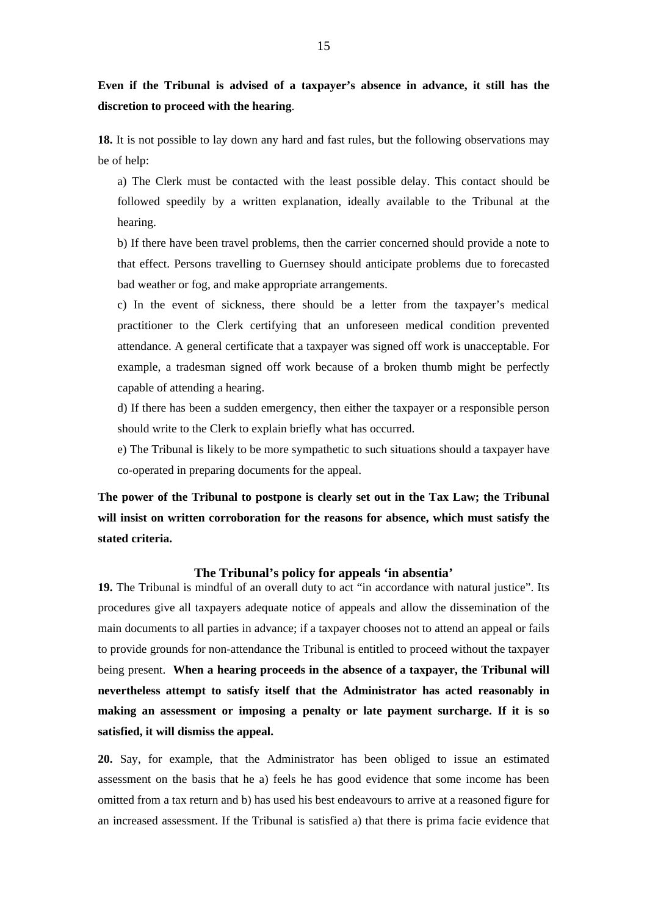**Even if the Tribunal is advised of a taxpayer's absence in advance, it still has the discretion to proceed with the hearing**.

**18.** It is not possible to lay down any hard and fast rules, but the following observations may be of help:

a) The Clerk must be contacted with the least possible delay. This contact should be followed speedily by a written explanation, ideally available to the Tribunal at the hearing.

b) If there have been travel problems, then the carrier concerned should provide a note to that effect. Persons travelling to Guernsey should anticipate problems due to forecasted bad weather or fog, and make appropriate arrangements.

c) In the event of sickness, there should be a letter from the taxpayer's medical practitioner to the Clerk certifying that an unforeseen medical condition prevented attendance. A general certificate that a taxpayer was signed off work is unacceptable. For example, a tradesman signed off work because of a broken thumb might be perfectly capable of attending a hearing.

d) If there has been a sudden emergency, then either the taxpayer or a responsible person should write to the Clerk to explain briefly what has occurred.

e) The Tribunal is likely to be more sympathetic to such situations should a taxpayer have co-operated in preparing documents for the appeal.

**The power of the Tribunal to postpone is clearly set out in the Tax Law; the Tribunal will insist on written corroboration for the reasons for absence, which must satisfy the stated criteria.**

## The Tribunal's policy for appeals 'in absentia'

**19.** The Tribunal is mindful of an overall duty to act "in accordance with natural justice". Its procedures give all taxpayers adequate notice of appeals and allow the dissemination of the main documents to all parties in advance; if a taxpayer chooses not to attend an appeal or fails to provide grounds for non-attendance the Tribunal is entitled to proceed without the taxpayer being present. **When a hearing proceeds in the absence of a taxpayer, the Tribunal will nevertheless attempt to satisfy itself that the Administrator has acted reasonably in making an assessment or imposing a penalty or late payment surcharge. If it is so satisfied, it will dismiss the appeal.**

**20.** Say, for example, that the Administrator has been obliged to issue an estimated assessment on the basis that he a) feels he has good evidence that some income has been omitted from a tax return and b) has used his best endeavours to arrive at a reasoned figure for an increased assessment. If the Tribunal is satisfied a) that there is prima facie evidence that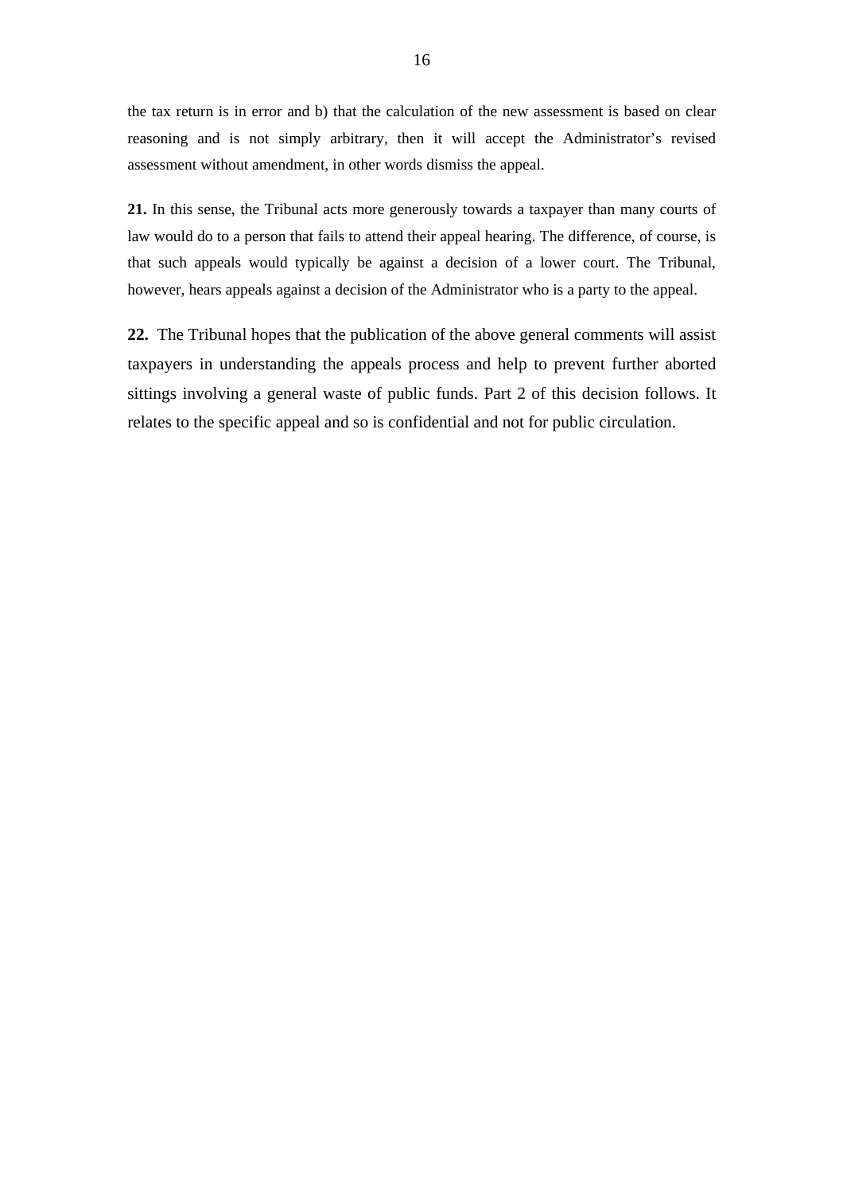the tax return is in error and b) that the calculation of the new assessment is based on clear reasoning and is not simply arbitrary, then it will accept the Administrator's revised assessment without amendment, in other words dismiss the appeal.

**21.** In this sense, the Tribunal acts more generously towards a taxpayer than many courts of law would do to a person that fails to attend their appeal hearing. The difference, of course, is that such appeals would typically be against a decision of a lower court. The Tribunal, however, hears appeals against a decision of the Administrator who is a party to the appeal.

**22.** The Tribunal hopes that the publication of the above general comments will assist taxpayers in understanding the appeals process and help to prevent further aborted sittings involving a general waste of public funds. Part 2 of this decision follows. It relates to the specific appeal and so is confidential and not for public circulation.